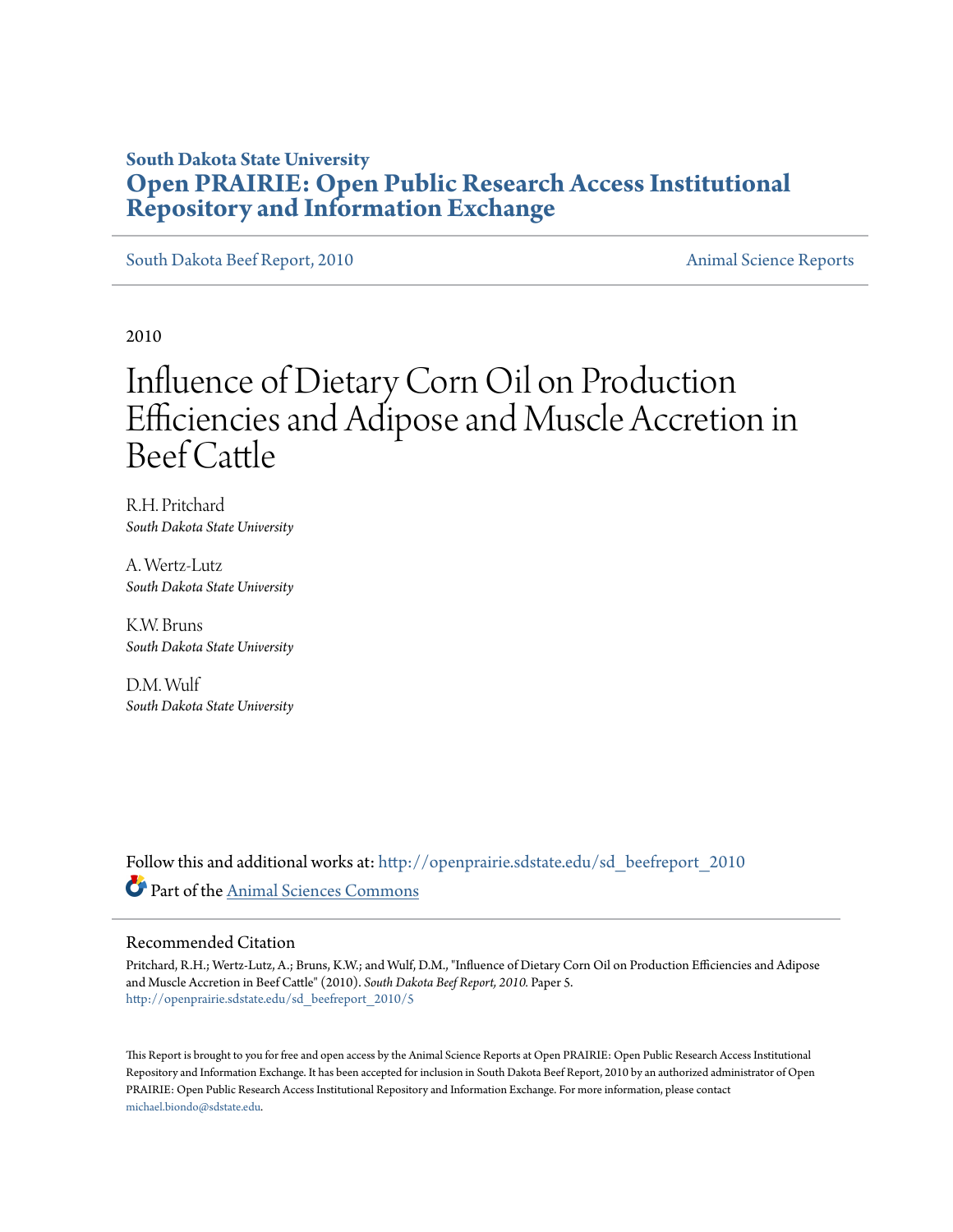**South Dakota State University**
**Open PRAIRIE: Open Public Research Access Institutional Repository and Information Exchange**

South Dakota Beef Report, 2010 | Animal Science Reports

2010

# Influence of Dietary Corn Oil on Production Efficiencies and Adipose and Muscle Accretion in Beef Cattle

R.H. Pritchard
*South Dakota State University*

A. Wertz-Lutz
*South Dakota State University*

K.W. Bruns
*South Dakota State University*

D.M. Wulf
*South Dakota State University*

Follow this and additional works at: http://openprairie.sdstate.edu/sd_beefreport_2010

Part of the Animal Sciences Commons

## Recommended Citation

Pritchard, R.H.; Wertz-Lutz, A.; Bruns, K.W.; and Wulf, D.M., "Influence of Dietary Corn Oil on Production Efficiencies and Adipose and Muscle Accretion in Beef Cattle" (2010). *South Dakota Beef Report, 2010.* Paper 5.
http://openprairie.sdstate.edu/sd_beefreport_2010/5

This Report is brought to you for free and open access by the Animal Science Reports at Open PRAIRIE: Open Public Research Access Institutional Repository and Information Exchange. It has been accepted for inclusion in South Dakota Beef Report, 2010 by an authorized administrator of Open PRAIRIE: Open Public Research Access Institutional Repository and Information Exchange. For more information, please contact michael.biondo@sdstate.edu.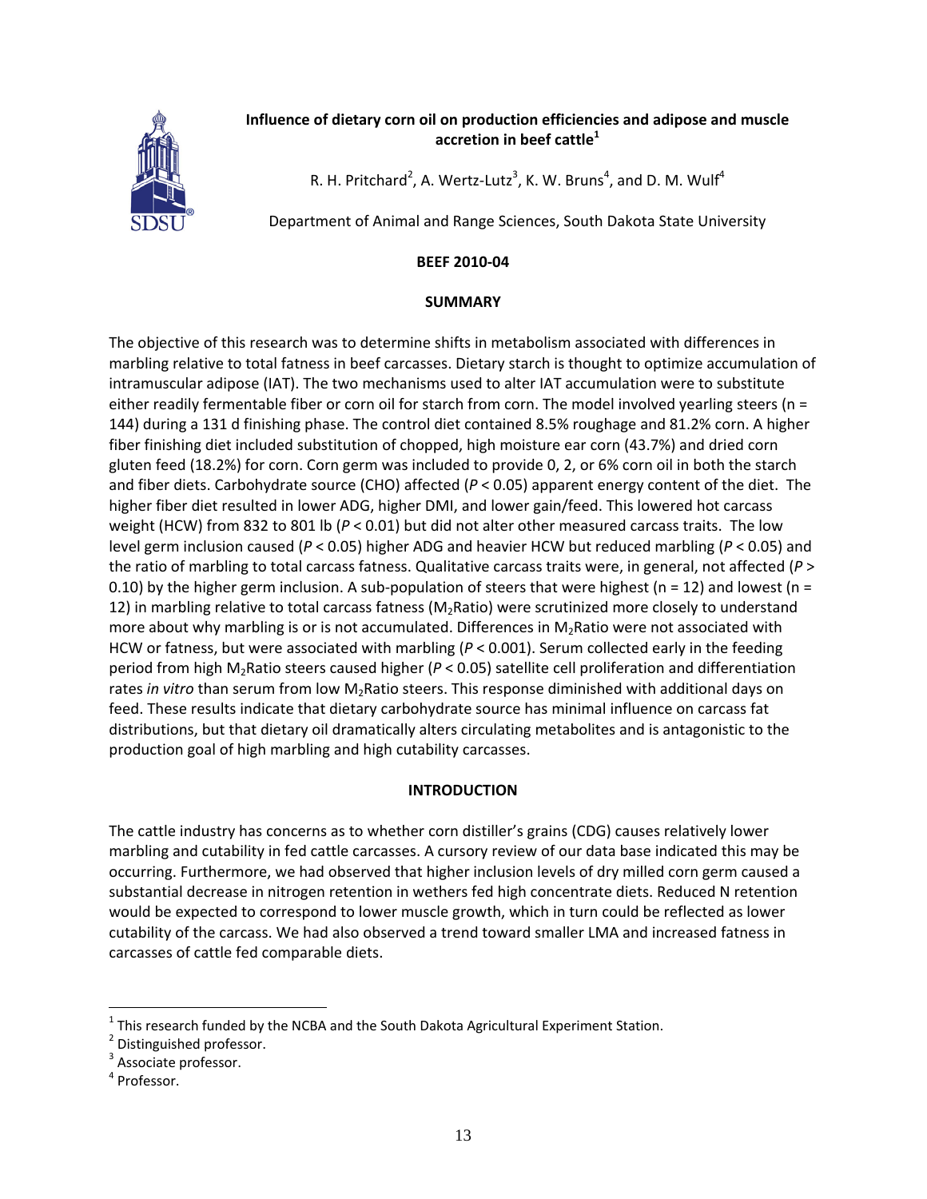# Influence of dietary corn oil on production efficiencies and adipose and muscle accretion in beef cattle[1]

R. H. Pritchard[2], A. Wertz-Lutz[3], K. W. Bruns[4], and D. M. Wulf[4]

Department of Animal and Range Sciences, South Dakota State University

**BEEF 2010-04**

## SUMMARY

The objective of this research was to determine shifts in metabolism associated with differences in marbling relative to total fatness in beef carcasses. Dietary starch is thought to optimize accumulation of intramuscular adipose (IAT). The two mechanisms used to alter IAT accumulation were to substitute either readily fermentable fiber or corn oil for starch from corn. The model involved yearling steers (n = 144) during a 131 d finishing phase. The control diet contained 8.5% roughage and 81.2% corn. A higher fiber finishing diet included substitution of chopped, high moisture ear corn (43.7%) and dried corn gluten feed (18.2%) for corn. Corn germ was included to provide 0, 2, or 6% corn oil in both the starch and fiber diets. Carbohydrate source (CHO) affected ($P < 0.05$) apparent energy content of the diet. The higher fiber diet resulted in lower ADG, higher DMI, and lower gain/feed. This lowered hot carcass weight (HCW) from 832 to 801 lb ($P < 0.01$) but did not alter other measured carcass traits. The low level germ inclusion caused ($P < 0.05$) higher ADG and heavier HCW but reduced marbling ($P < 0.05$) and the ratio of marbling to total carcass fatness. Qualitative carcass traits were, in general, not affected ($P > 0.10$) by the higher germ inclusion. A sub-population of steers that were highest (n = 12) and lowest (n = 12) in marbling relative to total carcass fatness ($M_2$Ratio) were scrutinized more closely to understand more about why marbling is or is not accumulated. Differences in $M_2$Ratio were not associated with HCW or fatness, but were associated with marbling ($P < 0.001$). Serum collected early in the feeding period from high $M_2$Ratio steers caused higher ($P < 0.05$) satellite cell proliferation and differentiation rates *in vitro* than serum from low $M_2$Ratio steers. This response diminished with additional days on feed. These results indicate that dietary carbohydrate source has minimal influence on carcass fat distributions, but that dietary oil dramatically alters circulating metabolites and is antagonistic to the production goal of high marbling and high cutability carcasses.

## INTRODUCTION

The cattle industry has concerns as to whether corn distiller's grains (CDG) causes relatively lower marbling and cutability in fed cattle carcasses. A cursory review of our data base indicated this may be occurring. Furthermore, we had observed that higher inclusion levels of dry milled corn germ caused a substantial decrease in nitrogen retention in wethers fed high concentrate diets. Reduced N retention would be expected to correspond to lower muscle growth, which in turn could be reflected as lower cutability of the carcass. We had also observed a trend toward smaller LMA and increased fatness in carcasses of cattle fed comparable diets.

---

[1] This research funded by the NCBA and the South Dakota Agricultural Experiment Station.

[2] Distinguished professor.

[3] Associate professor.

[4] Professor.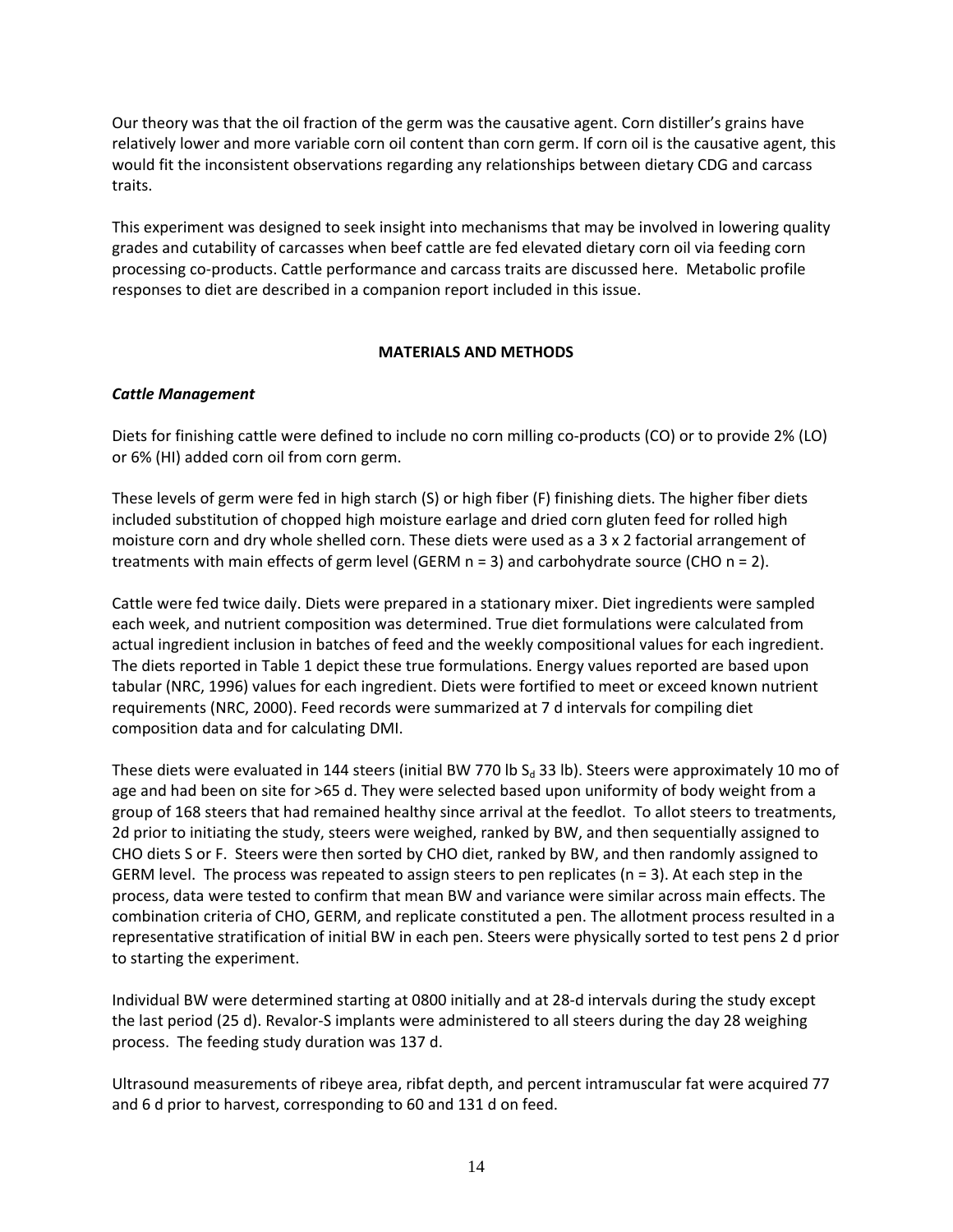Our theory was that the oil fraction of the germ was the causative agent. Corn distiller's grains have relatively lower and more variable corn oil content than corn germ. If corn oil is the causative agent, this would fit the inconsistent observations regarding any relationships between dietary CDG and carcass traits.

This experiment was designed to seek insight into mechanisms that may be involved in lowering quality grades and cutability of carcasses when beef cattle are fed elevated dietary corn oil via feeding corn processing co-products. Cattle performance and carcass traits are discussed here. Metabolic profile responses to diet are described in a companion report included in this issue.

## MATERIALS AND METHODS

### *Cattle Management*

Diets for finishing cattle were defined to include no corn milling co-products (CO) or to provide 2% (LO) or 6% (HI) added corn oil from corn germ.

These levels of germ were fed in high starch (S) or high fiber (F) finishing diets. The higher fiber diets included substitution of chopped high moisture earlage and dried corn gluten feed for rolled high moisture corn and dry whole shelled corn. These diets were used as a 3 x 2 factorial arrangement of treatments with main effects of germ level (GERM n = 3) and carbohydrate source (CHO n = 2).

Cattle were fed twice daily. Diets were prepared in a stationary mixer. Diet ingredients were sampled each week, and nutrient composition was determined. True diet formulations were calculated from actual ingredient inclusion in batches of feed and the weekly compositional values for each ingredient. The diets reported in Table 1 depict these true formulations. Energy values reported are based upon tabular (NRC, 1996) values for each ingredient. Diets were fortified to meet or exceed known nutrient requirements (NRC, 2000). Feed records were summarized at 7 d intervals for compiling diet composition data and for calculating DMI.

These diets were evaluated in 144 steers (initial BW 770 lb $S_d$ 33 lb). Steers were approximately 10 mo of age and had been on site for >65 d. They were selected based upon uniformity of body weight from a group of 168 steers that had remained healthy since arrival at the feedlot. To allot steers to treatments, 2d prior to initiating the study, steers were weighed, ranked by BW, and then sequentially assigned to CHO diets S or F. Steers were then sorted by CHO diet, ranked by BW, and then randomly assigned to GERM level. The process was repeated to assign steers to pen replicates (n = 3). At each step in the process, data were tested to confirm that mean BW and variance were similar across main effects. The combination criteria of CHO, GERM, and replicate constituted a pen. The allotment process resulted in a representative stratification of initial BW in each pen. Steers were physically sorted to test pens 2 d prior to starting the experiment.

Individual BW were determined starting at 0800 initially and at 28-d intervals during the study except the last period (25 d). Revalor-S implants were administered to all steers during the day 28 weighing process. The feeding study duration was 137 d.

Ultrasound measurements of ribeye area, ribfat depth, and percent intramuscular fat were acquired 77 and 6 d prior to harvest, corresponding to 60 and 131 d on feed.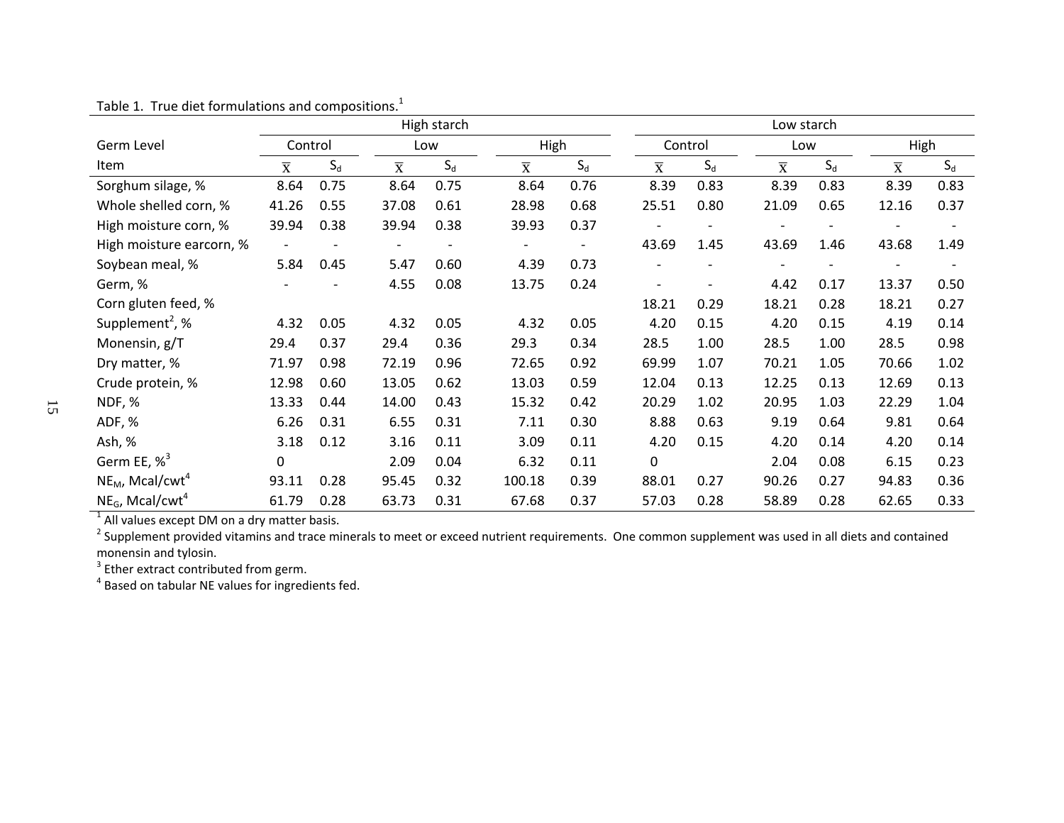Table 1. True diet formulations and compositions.[1]

| | High starch | | | | | | Low starch | | | | | |
|---|---|---|---|---|---|---|---|---|---|---|---|---|
| Germ Level | Control | | Low | | High | | Control | | Low | | High | |
| Item | $\overline{x}$ | $S_d$ | $\overline{x}$ | $S_d$ | $\overline{x}$ | $S_d$ | $\overline{x}$ | $S_d$ | $\overline{x}$ | $S_d$ | $\overline{x}$ | $S_d$ |
| Sorghum silage, % | 8.64 | 0.75 | 8.64 | 0.75 | 8.64 | 0.76 | 8.39 | 0.83 | 8.39 | 0.83 | 8.39 | 0.83 |
| Whole shelled corn, % | 41.26 | 0.55 | 37.08 | 0.61 | 28.98 | 0.68 | 25.51 | 0.80 | 21.09 | 0.65 | 12.16 | 0.37 |
| High moisture corn, % | 39.94 | 0.38 | 39.94 | 0.38 | 39.93 | 0.37 | - | - | - | - | - | - |
| High moisture earcorn, % | - | - | - | - | - | - | 43.69 | 1.45 | 43.69 | 1.46 | 43.68 | 1.49 |
| Soybean meal, % | 5.84 | 0.45 | 5.47 | 0.60 | 4.39 | 0.73 | - | - | - | - | - | - |
| Germ, % | - | - | 4.55 | 0.08 | 13.75 | 0.24 | - | - | 4.42 | 0.17 | 13.37 | 0.50 |
| Corn gluten feed, % | | | | | | | 18.21 | 0.29 | 18.21 | 0.28 | 18.21 | 0.27 |
| Supplement[2], % | 4.32 | 0.05 | 4.32 | 0.05 | 4.32 | 0.05 | 4.20 | 0.15 | 4.20 | 0.15 | 4.19 | 0.14 |
| Monensin, g/T | 29.4 | 0.37 | 29.4 | 0.36 | 29.3 | 0.34 | 28.5 | 1.00 | 28.5 | 1.00 | 28.5 | 0.98 |
| Dry matter, % | 71.97 | 0.98 | 72.19 | 0.96 | 72.65 | 0.92 | 69.99 | 1.07 | 70.21 | 1.05 | 70.66 | 1.02 |
| Crude protein, % | 12.98 | 0.60 | 13.05 | 0.62 | 13.03 | 0.59 | 12.04 | 0.13 | 12.25 | 0.13 | 12.69 | 0.13 |
| NDF, % | 13.33 | 0.44 | 14.00 | 0.43 | 15.32 | 0.42 | 20.29 | 1.02 | 20.95 | 1.03 | 22.29 | 1.04 |
| ADF, % | 6.26 | 0.31 | 6.55 | 0.31 | 7.11 | 0.30 | 8.88 | 0.63 | 9.19 | 0.64 | 9.81 | 0.64 |
| Ash, % | 3.18 | 0.12 | 3.16 | 0.11 | 3.09 | 0.11 | 4.20 | 0.15 | 4.20 | 0.14 | 4.20 | 0.14 |
| Germ EE, %[3] | 0 | | 2.09 | 0.04 | 6.32 | 0.11 | 0 | | 2.04 | 0.08 | 6.15 | 0.23 |
| $NE_M$, Mcal/cwt[4] | 93.11 | 0.28 | 95.45 | 0.32 | 100.18 | 0.39 | 88.01 | 0.27 | 90.26 | 0.27 | 94.83 | 0.36 |
| $NE_G$, Mcal/cwt[4] | 61.79 | 0.28 | 63.73 | 0.31 | 67.68 | 0.37 | 57.03 | 0.28 | 58.89 | 0.28 | 62.65 | 0.33 |

[1] All values except DM on a dry matter basis.

[2] Supplement provided vitamins and trace minerals to meet or exceed nutrient requirements. One common supplement was used in all diets and contained monensin and tylosin.

[3] Ether extract contributed from germ.

[4] Based on tabular NE values for ingredients fed.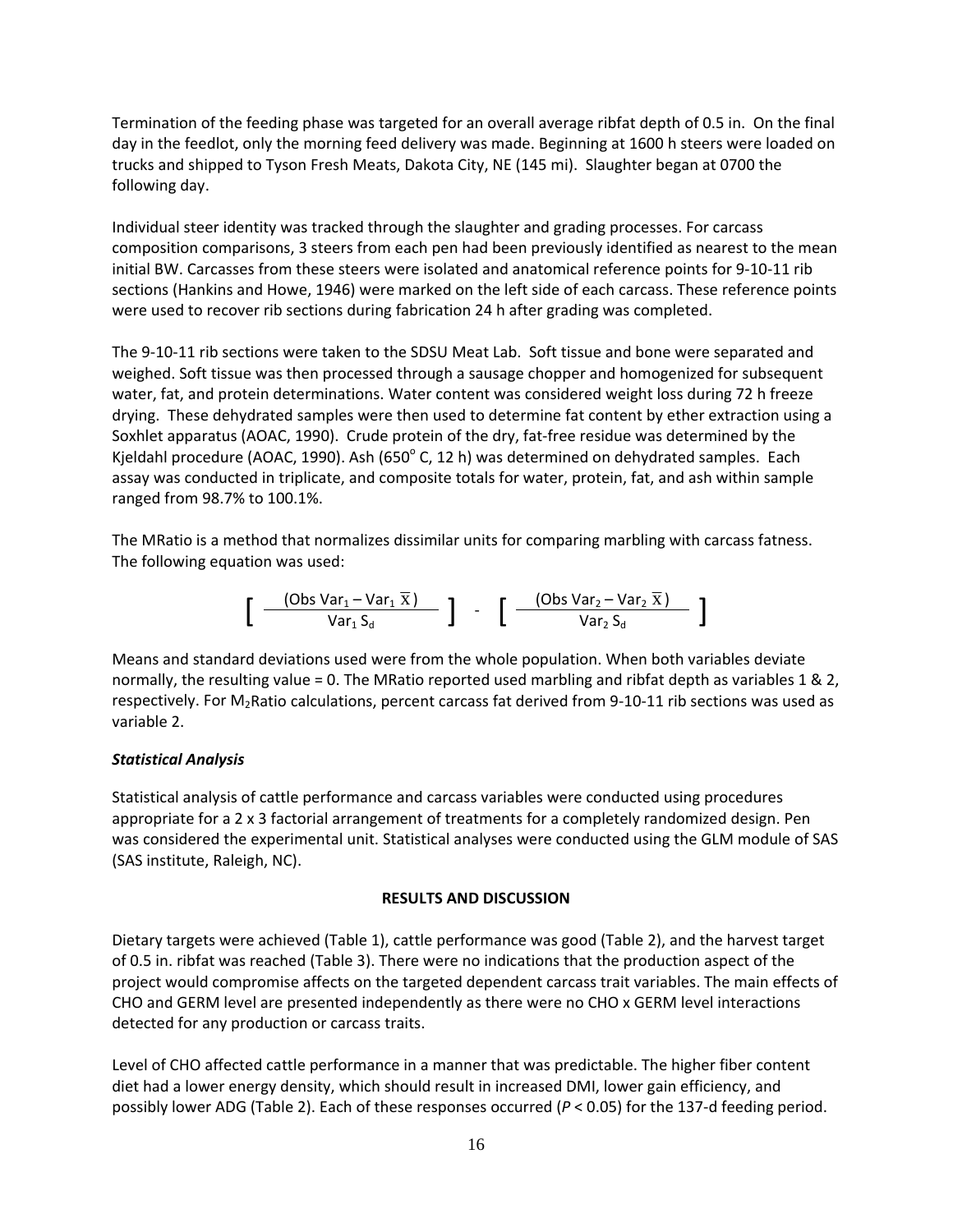Termination of the feeding phase was targeted for an overall average ribfat depth of 0.5 in. On the final day in the feedlot, only the morning feed delivery was made. Beginning at 1600 h steers were loaded on trucks and shipped to Tyson Fresh Meats, Dakota City, NE (145 mi). Slaughter began at 0700 the following day.

Individual steer identity was tracked through the slaughter and grading processes. For carcass composition comparisons, 3 steers from each pen had been previously identified as nearest to the mean initial BW. Carcasses from these steers were isolated and anatomical reference points for 9-10-11 rib sections (Hankins and Howe, 1946) were marked on the left side of each carcass. These reference points were used to recover rib sections during fabrication 24 h after grading was completed.

The 9-10-11 rib sections were taken to the SDSU Meat Lab. Soft tissue and bone were separated and weighed. Soft tissue was then processed through a sausage chopper and homogenized for subsequent water, fat, and protein determinations. Water content was considered weight loss during 72 h freeze drying. These dehydrated samples were then used to determine fat content by ether extraction using a Soxhlet apparatus (AOAC, 1990). Crude protein of the dry, fat-free residue was determined by the Kjeldahl procedure (AOAC, 1990). Ash (650$^{o}$ C, 12 h) was determined on dehydrated samples. Each assay was conducted in triplicate, and composite totals for water, protein, fat, and ash within sample ranged from 98.7% to 100.1%.

The MRatio is a method that normalizes dissimilar units for comparing marbling with carcass fatness. The following equation was used:

$$\left[ \frac{(\text{Obs Var}_1 - \text{Var}_1\ \overline{\text{X}})}{\text{Var}_1\ \text{S}_\text{d}} \right] - \left[ \frac{(\text{Obs Var}_2 - \text{Var}_2\ \overline{\text{X}})}{\text{Var}_2\ \text{S}_\text{d}} \right]$$

Means and standard deviations used were from the whole population. When both variables deviate normally, the resulting value = 0. The MRatio reported used marbling and ribfat depth as variables 1 & 2, respectively. For $M_2$Ratio calculations, percent carcass fat derived from 9-10-11 rib sections was used as variable 2.

### *Statistical Analysis*

Statistical analysis of cattle performance and carcass variables were conducted using procedures appropriate for a 2 x 3 factorial arrangement of treatments for a completely randomized design. Pen was considered the experimental unit. Statistical analyses were conducted using the GLM module of SAS (SAS institute, Raleigh, NC).

## RESULTS AND DISCUSSION

Dietary targets were achieved (Table 1), cattle performance was good (Table 2), and the harvest target of 0.5 in. ribfat was reached (Table 3). There were no indications that the production aspect of the project would compromise affects on the targeted dependent carcass trait variables. The main effects of CHO and GERM level are presented independently as there were no CHO x GERM level interactions detected for any production or carcass traits.

Level of CHO affected cattle performance in a manner that was predictable. The higher fiber content diet had a lower energy density, which should result in increased DMI, lower gain efficiency, and possibly lower ADG (Table 2). Each of these responses occurred ($P < 0.05$) for the 137-d feeding period.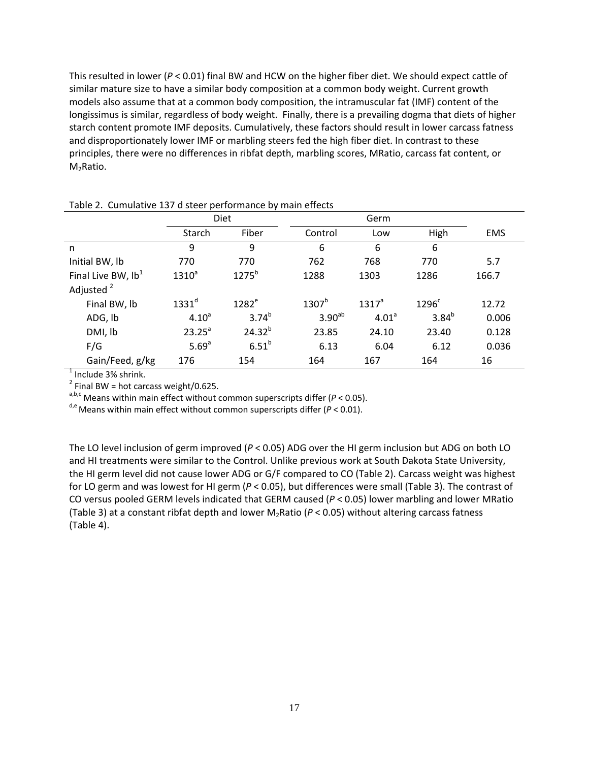This resulted in lower ($P < 0.01$) final BW and HCW on the higher fiber diet. We should expect cattle of similar mature size to have a similar body composition at a common body weight. Current growth models also assume that at a common body composition, the intramuscular fat (IMF) content of the longissimus is similar, regardless of body weight. Finally, there is a prevailing dogma that diets of higher starch content promote IMF deposits. Cumulatively, these factors should result in lower carcass fatness and disproportionately lower IMF or marbling steers fed the high fiber diet. In contrast to these principles, there were no differences in ribfat depth, marbling scores, MRatio, carcass fat content, or $M_2$Ratio.

Table 2. Cumulative 137 d steer performance by main effects

| | Diet | | Germ | | | |
|---|---|---|---|---|---|---|
| | Starch | Fiber | Control | Low | High | EMS |
| n | 9 | 9 | 6 | 6 | 6 | |
| Initial BW, lb | 770 | 770 | 762 | 768 | 770 | 5.7 |
| Final Live BW, lb[1] | 1310[a] | 1275[b] | 1288 | 1303 | 1286 | 166.7 |
| Adjusted [2] | | | | | | |
| Final BW, lb | 1331[d] | 1282[e] | 1307[b] | 1317[a] | 1296[c] | 12.72 |
| ADG, lb | 4.10[a] | 3.74[b] | 3.90[ab] | 4.01[a] | 3.84[b] | 0.006 |
| DMI, lb | 23.25[a] | 24.32[b] | 23.85 | 24.10 | 23.40 | 0.128 |
| F/G | 5.69[a] | 6.51[b] | 6.13 | 6.04 | 6.12 | 0.036 |
| Gain/Feed, g/kg | 176 | 154 | 164 | 167 | 164 | 16 |

[1] Include 3% shrink.
[2] Final BW = hot carcass weight/0.625.
[a,b,c] Means within main effect without common superscripts differ ($P < 0.05$).
[d,e] Means within main effect without common superscripts differ ($P < 0.01$).

The LO level inclusion of germ improved ($P < 0.05$) ADG over the HI germ inclusion but ADG on both LO and HI treatments were similar to the Control. Unlike previous work at South Dakota State University, the HI germ level did not cause lower ADG or G/F compared to CO (Table 2). Carcass weight was highest for LO germ and was lowest for HI germ ($P < 0.05$), but differences were small (Table 3). The contrast of CO versus pooled GERM levels indicated that GERM caused ($P < 0.05$) lower marbling and lower MRatio (Table 3) at a constant ribfat depth and lower $M_2$Ratio ($P < 0.05$) without altering carcass fatness (Table 4).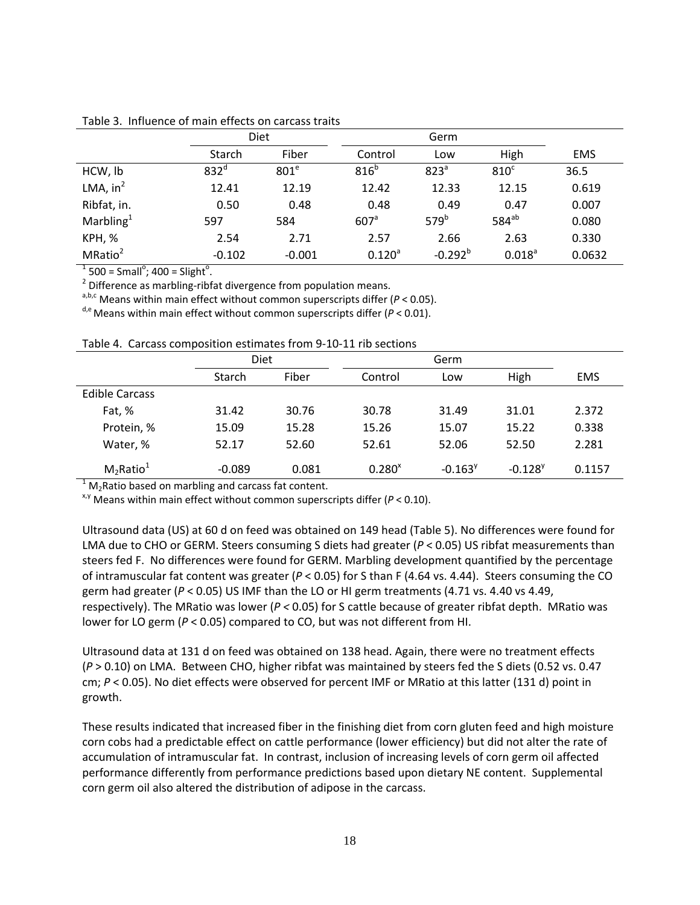Table 3. Influence of main effects on carcass traits

| | Diet | | Germ | | | |
|---|---|---|---|---|---|---|
| | Starch | Fiber | Control | Low | High | EMS |
| HCW, lb | 832[d] | 801[e] | 816[b] | 823[a] | 810[c] | 36.5 |
| LMA, $in^2$ | 12.41 | 12.19 | 12.42 | 12.33 | 12.15 | 0.619 |
| Ribfat, in. | 0.50 | 0.48 | 0.48 | 0.49 | 0.47 | 0.007 |
| Marbling[1] | 597 | 584 | 607[a] | 579[b] | 584[ab] | 0.080 |
| KPH, % | 2.54 | 2.71 | 2.57 | 2.66 | 2.63 | 0.330 |
| MRatio[2] | -0.102 | -0.001 | 0.120[a] | -0.292[b] | 0.018[a] | 0.0632 |

[1] 500 = Small°; 400 = Slight°.
[2] Difference as marbling-ribfat divergence from population means.
[a,b,c] Means within main effect without common superscripts differ ($P < 0.05$).
[d,e] Means within main effect without common superscripts differ ($P < 0.01$).

Table 4. Carcass composition estimates from 9-10-11 rib sections

| | Diet | | Germ | | | |
|---|---|---|---|---|---|---|
| | Starch | Fiber | Control | Low | High | EMS |
| Edible Carcass | | | | | | |
| Fat, % | 31.42 | 30.76 | 30.78 | 31.49 | 31.01 | 2.372 |
| Protein, % | 15.09 | 15.28 | 15.26 | 15.07 | 15.22 | 0.338 |
| Water, % | 52.17 | 52.60 | 52.61 | 52.06 | 52.50 | 2.281 |
| $M_2$Ratio[1] | -0.089 | 0.081 | 0.280[x] | -0.163[y] | -0.128[y] | 0.1157 |

[1] $M_2$Ratio based on marbling and carcass fat content.
[x,y] Means within main effect without common superscripts differ ($P < 0.10$).

Ultrasound data (US) at 60 d on feed was obtained on 149 head (Table 5). No differences were found for LMA due to CHO or GERM. Steers consuming S diets had greater ($P < 0.05$) US ribfat measurements than steers fed F. No differences were found for GERM. Marbling development quantified by the percentage of intramuscular fat content was greater ($P < 0.05$) for S than F (4.64 vs. 4.44). Steers consuming the CO germ had greater ($P < 0.05$) US IMF than the LO or HI germ treatments (4.71 vs. 4.40 vs 4.49, respectively). The MRatio was lower ($P < 0.05$) for S cattle because of greater ribfat depth. MRatio was lower for LO germ ($P < 0.05$) compared to CO, but was not different from HI.

Ultrasound data at 131 d on feed was obtained on 138 head. Again, there were no treatment effects ($P > 0.10$) on LMA. Between CHO, higher ribfat was maintained by steers fed the S diets (0.52 vs. 0.47 cm; $P < 0.05$). No diet effects were observed for percent IMF or MRatio at this latter (131 d) point in growth.

These results indicated that increased fiber in the finishing diet from corn gluten feed and high moisture corn cobs had a predictable effect on cattle performance (lower efficiency) but did not alter the rate of accumulation of intramuscular fat. In contrast, inclusion of increasing levels of corn germ oil affected performance differently from performance predictions based upon dietary NE content. Supplemental corn germ oil also altered the distribution of adipose in the carcass.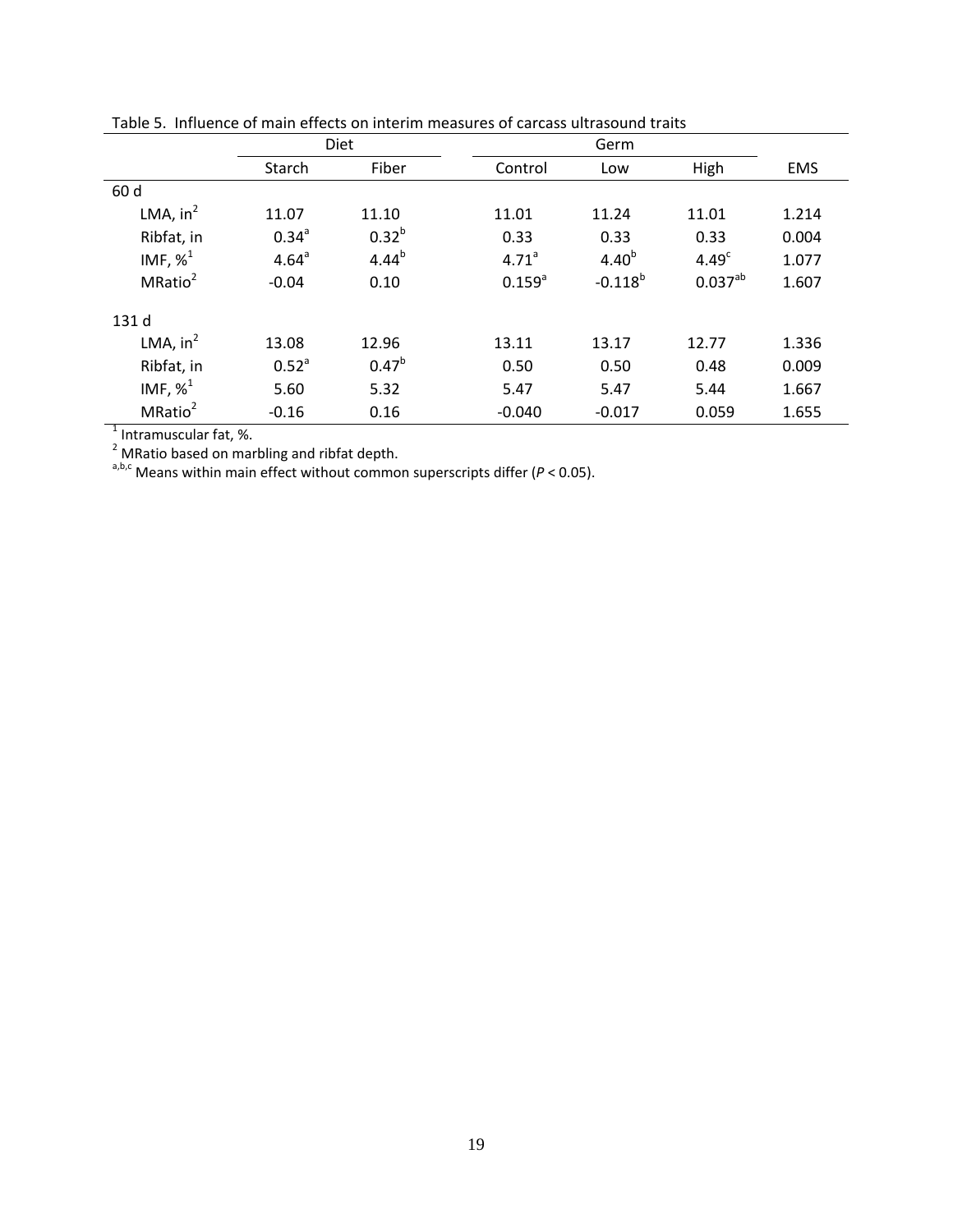Table 5. Influence of main effects on interim measures of carcass ultrasound traits

| | Diet | | Germ | | | |
|---|---|---|---|---|---|---|
| | Starch | Fiber | Control | Low | High | EMS |
| 60 d | | | | | | |
| LMA, $in^2$ | 11.07 | 11.10 | 11.01 | 11.24 | 11.01 | 1.214 |
| Ribfat, in | 0.34[a] | 0.32[b] | 0.33 | 0.33 | 0.33 | 0.004 |
| IMF, %[1] | 4.64[a] | 4.44[b] | 4.71[a] | 4.40[b] | 4.49[c] | 1.077 |
| MRatio[2] | -0.04 | 0.10 | 0.159[a] | -0.118[b] | 0.037[ab] | 1.607 |
| 131 d | | | | | | |
| LMA, $in^2$ | 13.08 | 12.96 | 13.11 | 13.17 | 12.77 | 1.336 |
| Ribfat, in | 0.52[a] | 0.47[b] | 0.50 | 0.50 | 0.48 | 0.009 |
| IMF, %[1] | 5.60 | 5.32 | 5.47 | 5.47 | 5.44 | 1.667 |
| MRatio[2] | -0.16 | 0.16 | -0.040 | -0.017 | 0.059 | 1.655 |

[1] Intramuscular fat, %.

[2] MRatio based on marbling and ribfat depth.

[a,b,c] Means within main effect without common superscripts differ ($P < 0.05$).